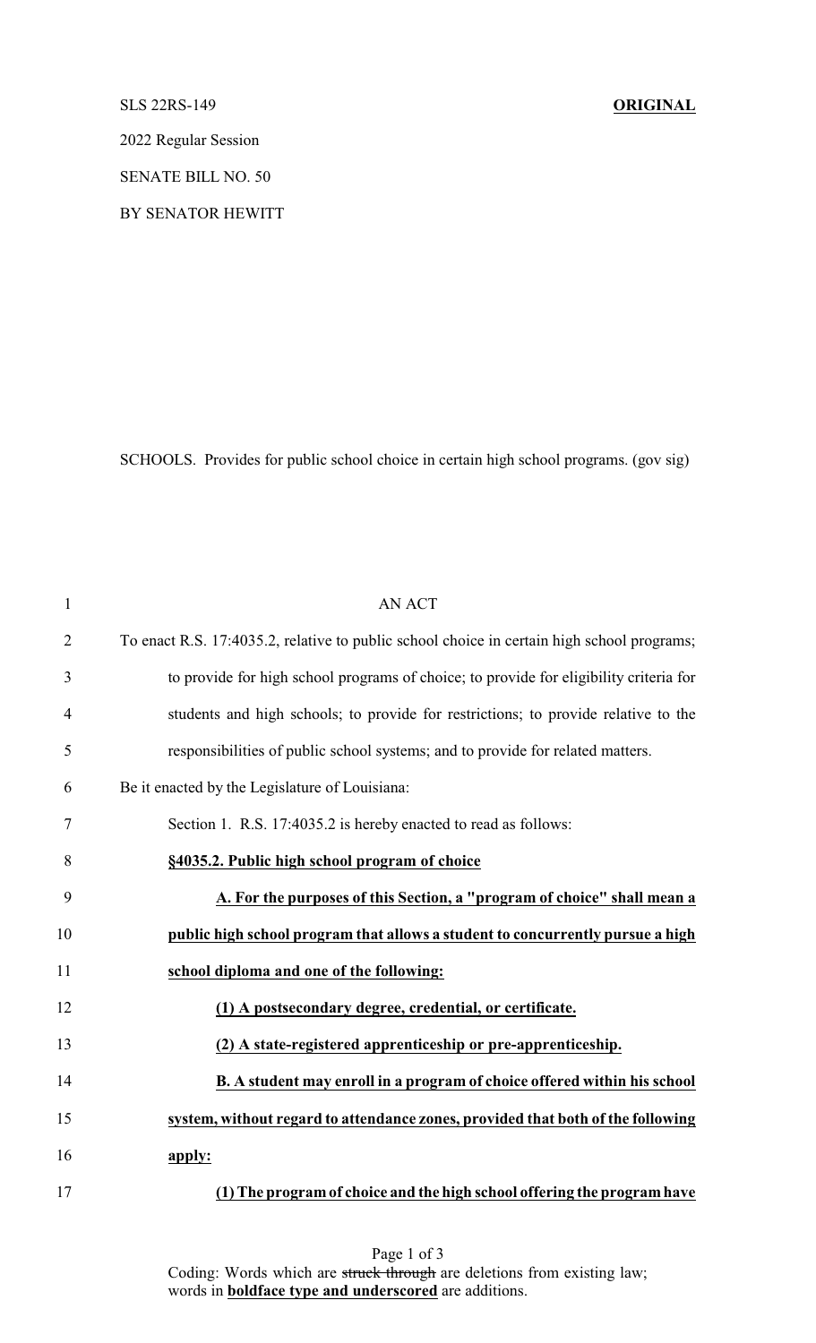SLS 22RS-149 **ORIGINAL**

2022 Regular Session

SENATE BILL NO. 50

BY SENATOR HEWITT

SCHOOLS. Provides for public school choice in certain high school programs. (gov sig)

AN ACT

To enact R.S. 17:4035.2, relative to public school choice in certain high school programs; to provide for high school programs of choice; to provide for eligibility criteria for students and high schools; to provide for restrictions; to provide relative to the responsibilities of public school systems; and to provide for related matters.

Be it enacted by the Legislature of Louisiana:

Section 1. R.S. 17:4035.2 is hereby enacted to read as follows:

**§4035.2. Public high school program of choice**

**A. For the purposes of this Section, a "program of choice" shall mean a public high school program that allows a student to concurrently pursue a high school diploma and one of the following:**

**(1) A postsecondary degree, credential, or certificate.**

**(2) A state-registered apprenticeship or pre-apprenticeship.**

**B. A student may enroll in a program of choice offered within his school system, without regard to attendance zones, provided that both of the following apply:**

**(1) The program of choice and the high school offering the program have**

Coding: Words which are ~~struck through~~ are deletions from existing law; words in **boldface type and underscored** are additions.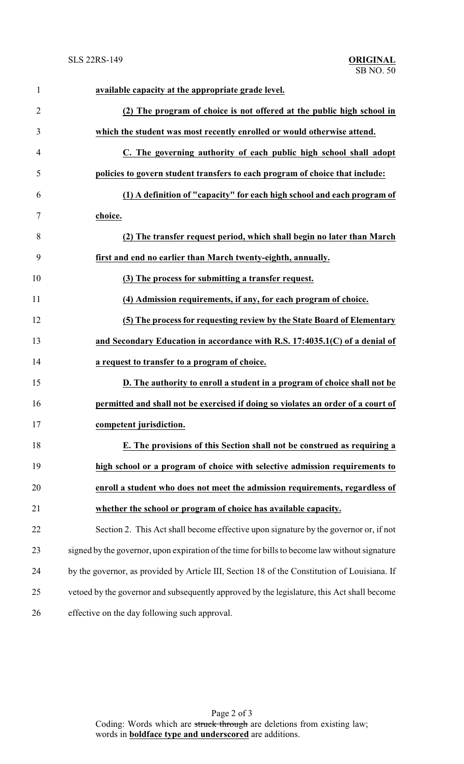**available capacity at the appropriate grade level.**

**(2) The program of choice is not offered at the public high school in which the student was most recently enrolled or would otherwise attend.**

**C. The governing authority of each public high school shall adopt policies to govern student transfers to each program of choice that include:**

**(1) A definition of "capacity" for each high school and each program of choice.**

**(2) The transfer request period, which shall begin no later than March first and end no earlier than March twenty-eighth, annually.**

**(3) The process for submitting a transfer request.**

**(4) Admission requirements, if any, for each program of choice.**

**(5) The process for requesting review by the State Board of Elementary and Secondary Education in accordance with R.S. 17:4035.1(C) of a denial of a request to transfer to a program of choice.**

**D. The authority to enroll a student in a program of choice shall not be permitted and shall not be exercised if doing so violates an order of a court of competent jurisdiction.**

**E. The provisions of this Section shall not be construed as requiring a high school or a program of choice with selective admission requirements to enroll a student who does not meet the admission requirements, regardless of whether the school or program of choice has available capacity.**

Section 2. This Act shall become effective upon signature by the governor or, if not signed by the governor, upon expiration of the time for bills to become law without signature by the governor, as provided by Article III, Section 18 of the Constitution of Louisiana. If vetoed by the governor and subsequently approved by the legislature, this Act shall become effective on the day following such approval.

Coding: Words which are ~~struck through~~ are deletions from existing law; words in **boldface type and underscored** are additions.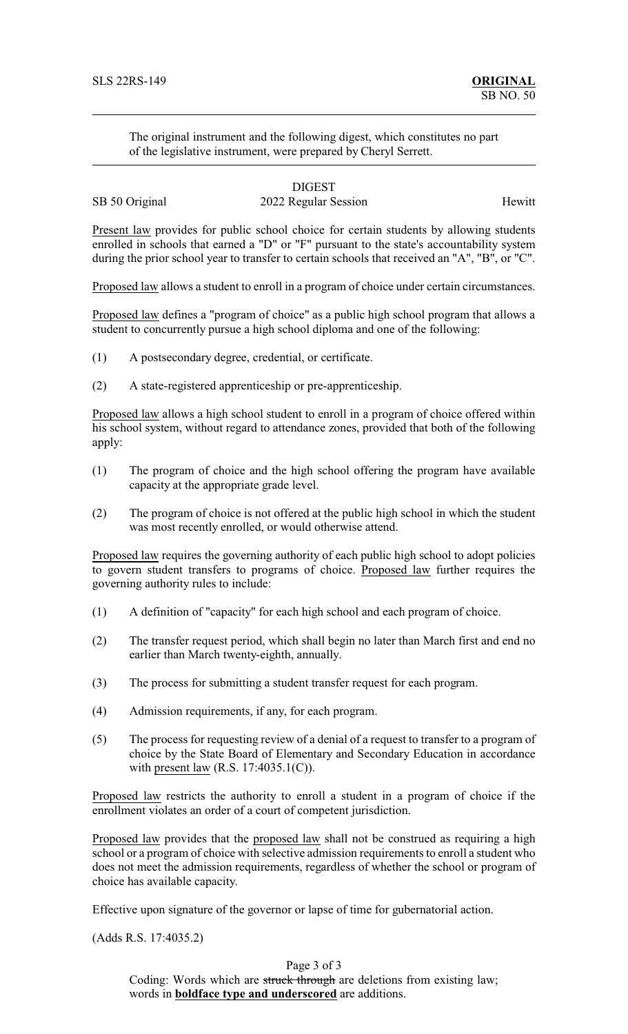SLS 22RS-149 **ORIGINAL**
SB NO. 50

The original instrument and the following digest, which constitutes no part of the legislative instrument, were prepared by Cheryl Serrett.

DIGEST

SB 50 Original 2022 Regular Session Hewitt

Present law provides for public school choice for certain students by allowing students enrolled in schools that earned a "D" or "F" pursuant to the state's accountability system during the prior school year to transfer to certain schools that received an "A", "B", or "C".

Proposed law allows a student to enroll in a program of choice under certain circumstances.

Proposed law defines a "program of choice" as a public high school program that allows a student to concurrently pursue a high school diploma and one of the following:

(1) A postsecondary degree, credential, or certificate.

(2) A state-registered apprenticeship or pre-apprenticeship.

Proposed law allows a high school student to enroll in a program of choice offered within his school system, without regard to attendance zones, provided that both of the following apply:

(1) The program of choice and the high school offering the program have available capacity at the appropriate grade level.

(2) The program of choice is not offered at the public high school in which the student was most recently enrolled, or would otherwise attend.

Proposed law requires the governing authority of each public high school to adopt policies to govern student transfers to programs of choice. Proposed law further requires the governing authority rules to include:

(1) A definition of "capacity" for each high school and each program of choice.

(2) The transfer request period, which shall begin no later than March first and end no earlier than March twenty-eighth, annually.

(3) The process for submitting a student transfer request for each program.

(4) Admission requirements, if any, for each program.

(5) The process for requesting review of a denial of a request to transfer to a program of choice by the State Board of Elementary and Secondary Education in accordance with present law (R.S. 17:4035.1(C)).

Proposed law restricts the authority to enroll a student in a program of choice if the enrollment violates an order of a court of competent jurisdiction.

Proposed law provides that the proposed law shall not be construed as requiring a high school or a program of choice with selective admission requirements to enroll a student who does not meet the admission requirements, regardless of whether the school or program of choice has available capacity.

Effective upon signature of the governor or lapse of time for gubernatorial action.

(Adds R.S. 17:4035.2)

Coding: Words which are ~~struck through~~ are deletions from existing law; words in **boldface type and underscored** are additions.